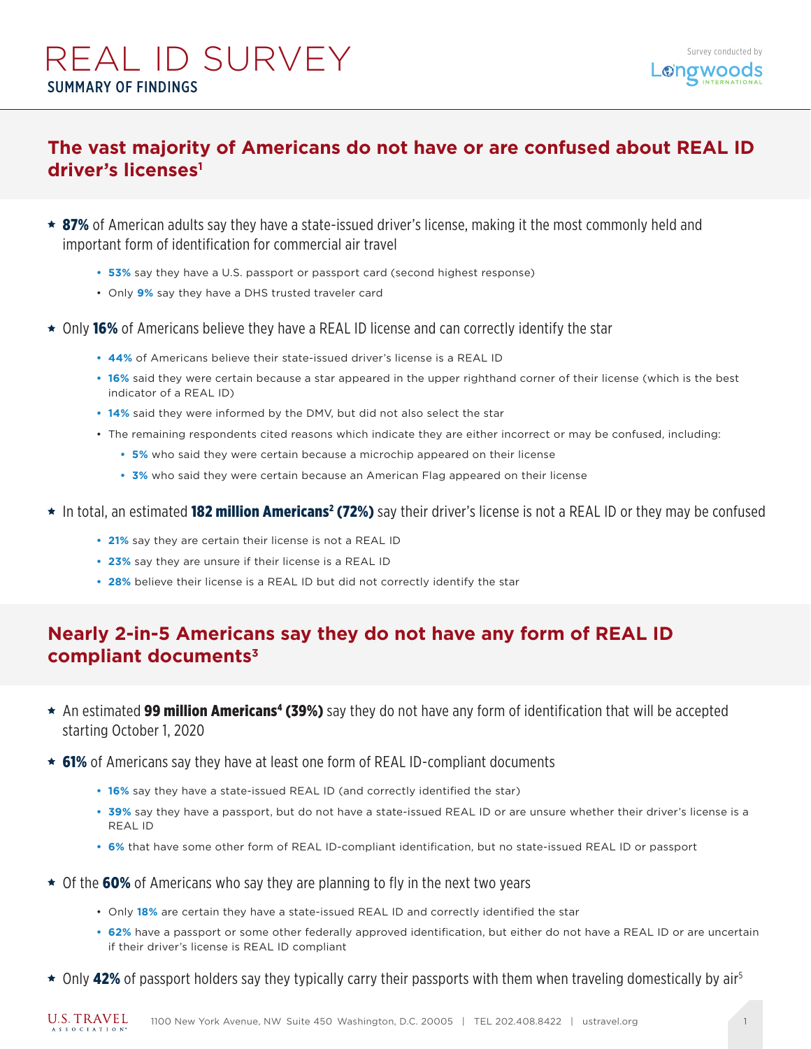# REAL ID SURVEY

## SUMMARY OF FINDINGS

Survey conducted by Longwoods International

## The vast majority of Americans do not have or are confused about REAL ID driver's licenses[1]

- **87%** of American adults say they have a state-issued driver's license, making it the most commonly held and important form of identification for commercial air travel
  - **53%** say they have a U.S. passport or passport card (second highest response)
  - Only **9%** say they have a DHS trusted traveler card
- Only **16%** of Americans believe they have a REAL ID license and can correctly identify the star
  - **44%** of Americans believe their state-issued driver's license is a REAL ID
  - **16%** said they were certain because a star appeared in the upper righthand corner of their license (which is the best indicator of a REAL ID)
  - **14%** said they were informed by the DMV, but did not also select the star
  - The remaining respondents cited reasons which indicate they are either incorrect or may be confused, including:
    - **5%** who said they were certain because a microchip appeared on their license
    - **3%** who said they were certain because an American Flag appeared on their license
- In total, an estimated **182 million Americans[2] (72%)** say their driver's license is not a REAL ID or they may be confused
  - **21%** say they are certain their license is not a REAL ID
  - **23%** say they are unsure if their license is a REAL ID
  - **28%** believe their license is a REAL ID but did not correctly identify the star

## Nearly 2-in-5 Americans say they do not have any form of REAL ID compliant documents[3]

- An estimated **99 million Americans[4] (39%)** say they do not have any form of identification that will be accepted starting October 1, 2020
- **61%** of Americans say they have at least one form of REAL ID-compliant documents
  - **16%** say they have a state-issued REAL ID (and correctly identified the star)
  - **39%** say they have a passport, but do not have a state-issued REAL ID or are unsure whether their driver's license is a REAL ID
  - **6%** that have some other form of REAL ID-compliant identification, but no state-issued REAL ID or passport
- Of the **60%** of Americans who say they are planning to fly in the next two years
  - Only **18%** are certain they have a state-issued REAL ID and correctly identified the star
  - **62%** have a passport or some other federally approved identification, but either do not have a REAL ID or are uncertain if their driver's license is REAL ID compliant
- Only **42%** of passport holders say they typically carry their passports with them when traveling domestically by air[5]

U.S. TRAVEL ASSOCIATION 1100 New York Avenue, NW Suite 450 Washington, D.C. 20005 | TEL 202.408.8422 | ustravel.org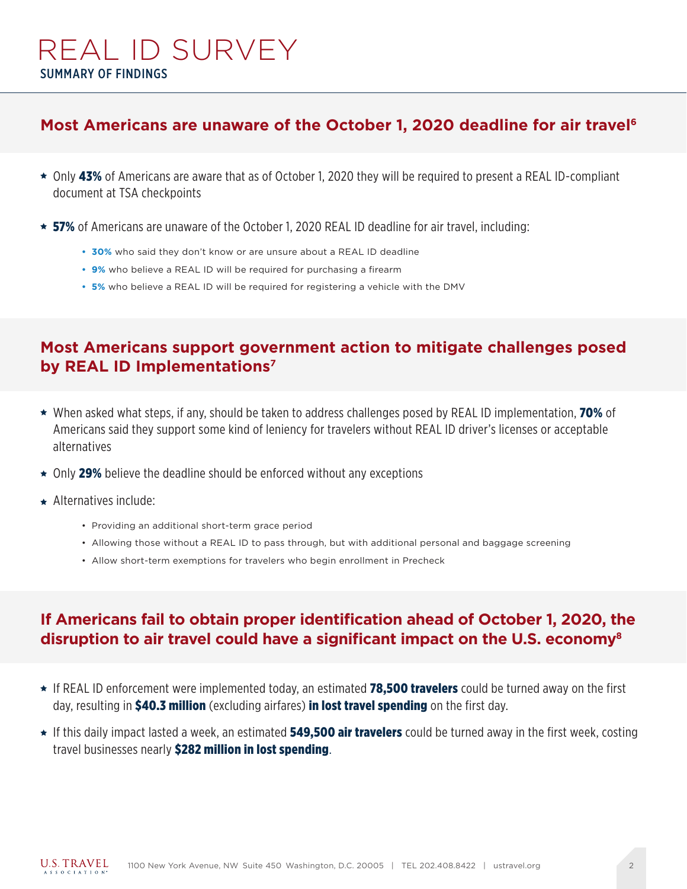# REAL ID SURVEY

## SUMMARY OF FINDINGS

### Most Americans are unaware of the October 1, 2020 deadline for air travel[6]

- Only **43%** of Americans are aware that as of October 1, 2020 they will be required to present a REAL ID-compliant document at TSA checkpoints
- **57%** of Americans are unaware of the October 1, 2020 REAL ID deadline for air travel, including:
  - **30%** who said they don't know or are unsure about a REAL ID deadline
  - **9%** who believe a REAL ID will be required for purchasing a firearm
  - **5%** who believe a REAL ID will be required for registering a vehicle with the DMV

### Most Americans support government action to mitigate challenges posed by REAL ID Implementations[7]

- When asked what steps, if any, should be taken to address challenges posed by REAL ID implementation, **70%** of Americans said they support some kind of leniency for travelers without REAL ID driver's licenses or acceptable alternatives
- Only **29%** believe the deadline should be enforced without any exceptions
- Alternatives include:
  - Providing an additional short-term grace period
  - Allowing those without a REAL ID to pass through, but with additional personal and baggage screening
  - Allow short-term exemptions for travelers who begin enrollment in Precheck

### If Americans fail to obtain proper identification ahead of October 1, 2020, the disruption to air travel could have a significant impact on the U.S. economy[8]

- If REAL ID enforcement were implemented today, an estimated **78,500 travelers** could be turned away on the first day, resulting in **$40.3 million** (excluding airfares) **in lost travel spending** on the first day.
- If this daily impact lasted a week, an estimated **549,500 air travelers** could be turned away in the first week, costing travel businesses nearly **$282 million in lost spending**.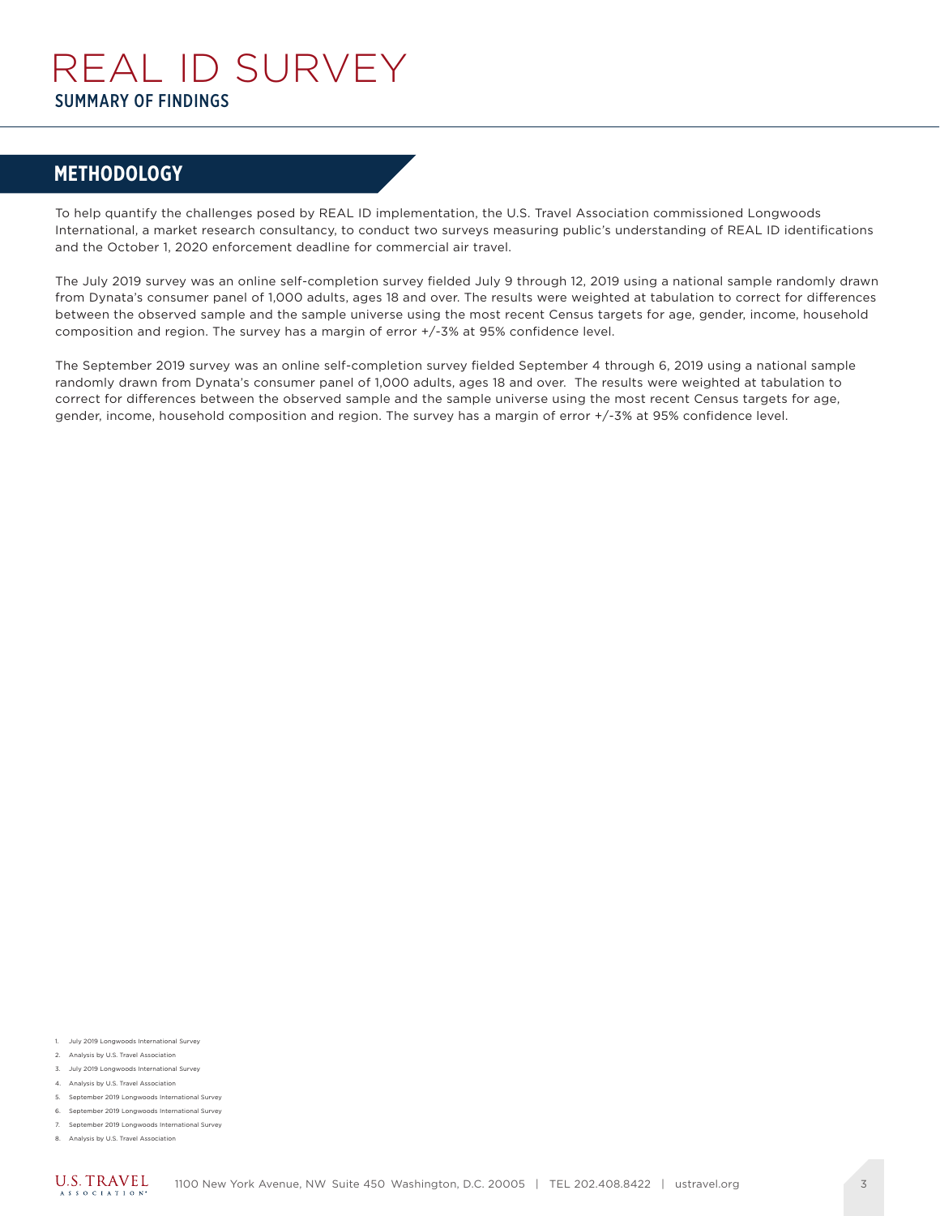# REAL ID SURVEY

## SUMMARY OF FINDINGS

## METHODOLOGY

To help quantify the challenges posed by REAL ID implementation, the U.S. Travel Association commissioned Longwoods International, a market research consultancy, to conduct two surveys measuring public's understanding of REAL ID identifications and the October 1, 2020 enforcement deadline for commercial air travel.

The July 2019 survey was an online self-completion survey fielded July 9 through 12, 2019 using a national sample randomly drawn from Dynata's consumer panel of 1,000 adults, ages 18 and over. The results were weighted at tabulation to correct for differences between the observed sample and the sample universe using the most recent Census targets for age, gender, income, household composition and region. The survey has a margin of error +/-3% at 95% confidence level.

The September 2019 survey was an online self-completion survey fielded September 4 through 6, 2019 using a national sample randomly drawn from Dynata's consumer panel of 1,000 adults, ages 18 and over. The results were weighted at tabulation to correct for differences between the observed sample and the sample universe using the most recent Census targets for age, gender, income, household composition and region. The survey has a margin of error +/-3% at 95% confidence level.

1. July 2019 Longwoods International Survey
2. Analysis by U.S. Travel Association
3. July 2019 Longwoods International Survey
4. Analysis by U.S. Travel Association
5. September 2019 Longwoods International Survey
6. September 2019 Longwoods International Survey
7. September 2019 Longwoods International Survey
8. Analysis by U.S. Travel Association

U.S. TRAVEL ASSOCIATION 1100 New York Avenue, NW Suite 450 Washington, D.C. 20005 | TEL 202.408.8422 | ustravel.org